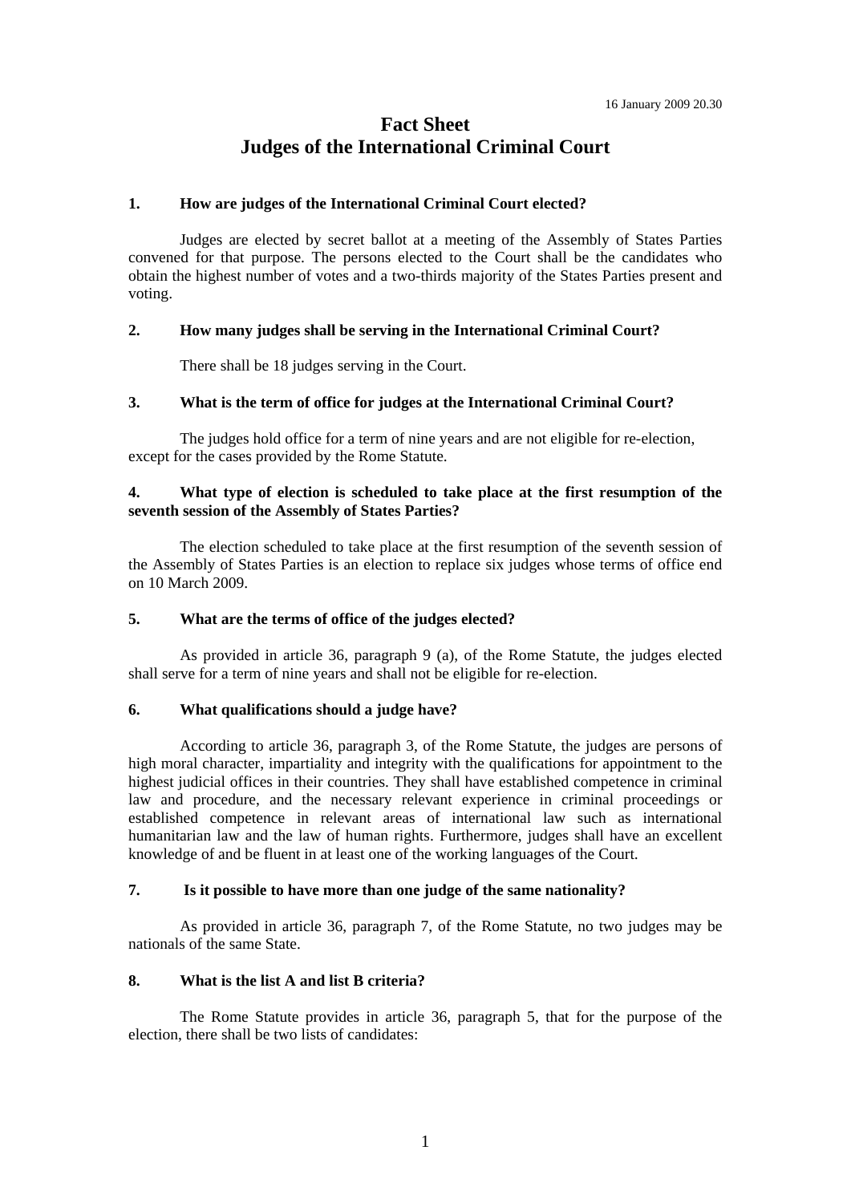16 January 2009 20.30

# Fact Sheet
# Judges of the International Criminal Court

### 1. How are judges of the International Criminal Court elected?

Judges are elected by secret ballot at a meeting of the Assembly of States Parties convened for that purpose. The persons elected to the Court shall be the candidates who obtain the highest number of votes and a two-thirds majority of the States Parties present and voting.

### 2. How many judges shall be serving in the International Criminal Court?

There shall be 18 judges serving in the Court.

### 3. What is the term of office for judges at the International Criminal Court?

The judges hold office for a term of nine years and are not eligible for re-election, except for the cases provided by the Rome Statute.

### 4. What type of election is scheduled to take place at the first resumption of the seventh session of the Assembly of States Parties?

The election scheduled to take place at the first resumption of the seventh session of the Assembly of States Parties is an election to replace six judges whose terms of office end on 10 March 2009.

### 5. What are the terms of office of the judges elected?

As provided in article 36, paragraph 9 (a), of the Rome Statute, the judges elected shall serve for a term of nine years and shall not be eligible for re-election.

### 6. What qualifications should a judge have?

According to article 36, paragraph 3, of the Rome Statute, the judges are persons of high moral character, impartiality and integrity with the qualifications for appointment to the highest judicial offices in their countries. They shall have established competence in criminal law and procedure, and the necessary relevant experience in criminal proceedings or established competence in relevant areas of international law such as international humanitarian law and the law of human rights. Furthermore, judges shall have an excellent knowledge of and be fluent in at least one of the working languages of the Court.

### 7. Is it possible to have more than one judge of the same nationality?

As provided in article 36, paragraph 7, of the Rome Statute, no two judges may be nationals of the same State.

### 8. What is the list A and list B criteria?

The Rome Statute provides in article 36, paragraph 5, that for the purpose of the election, there shall be two lists of candidates: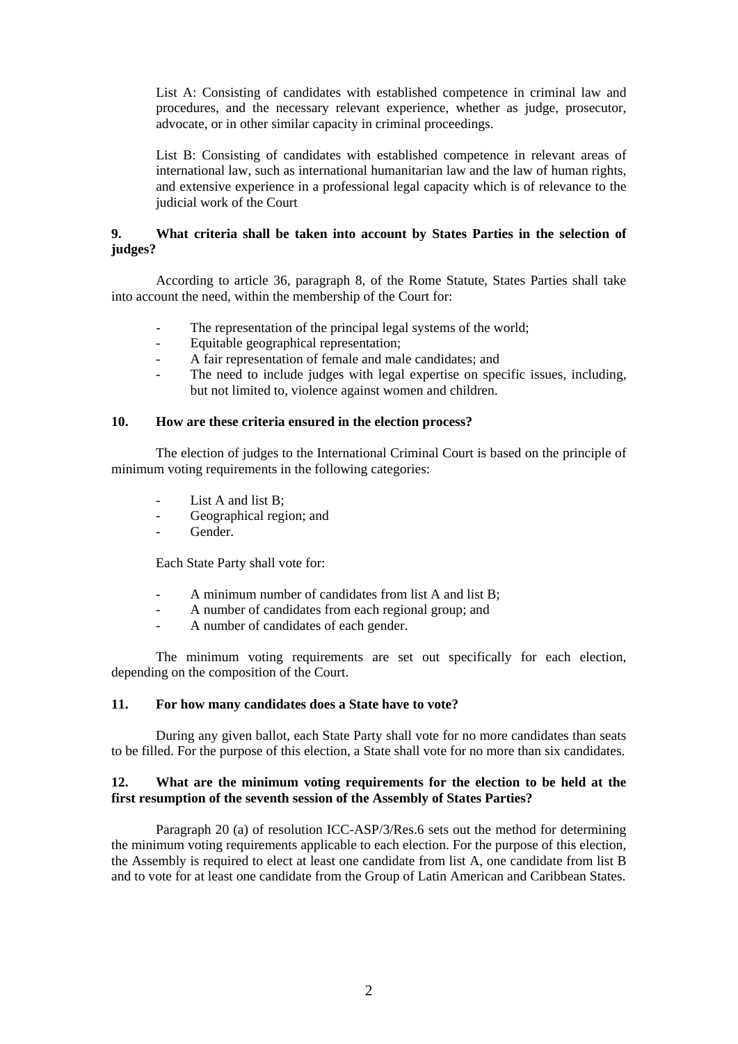List A: Consisting of candidates with established competence in criminal law and procedures, and the necessary relevant experience, whether as judge, prosecutor, advocate, or in other similar capacity in criminal proceedings.

List B: Consisting of candidates with established competence in relevant areas of international law, such as international humanitarian law and the law of human rights, and extensive experience in a professional legal capacity which is of relevance to the judicial work of the Court

**9. What criteria shall be taken into account by States Parties in the selection of judges?**

According to article 36, paragraph 8, of the Rome Statute, States Parties shall take into account the need, within the membership of the Court for:

- The representation of the principal legal systems of the world;
- Equitable geographical representation;
- A fair representation of female and male candidates; and
- The need to include judges with legal expertise on specific issues, including, but not limited to, violence against women and children.

**10. How are these criteria ensured in the election process?**

The election of judges to the International Criminal Court is based on the principle of minimum voting requirements in the following categories:

- List A and list B;
- Geographical region; and
- Gender.

Each State Party shall vote for:

- A minimum number of candidates from list A and list B;
- A number of candidates from each regional group; and
- A number of candidates of each gender.

The minimum voting requirements are set out specifically for each election, depending on the composition of the Court.

**11. For how many candidates does a State have to vote?**

During any given ballot, each State Party shall vote for no more candidates than seats to be filled. For the purpose of this election, a State shall vote for no more than six candidates.

**12. What are the minimum voting requirements for the election to be held at the first resumption of the seventh session of the Assembly of States Parties?**

Paragraph 20 (a) of resolution ICC-ASP/3/Res.6 sets out the method for determining the minimum voting requirements applicable to each election. For the purpose of this election, the Assembly is required to elect at least one candidate from list A, one candidate from list B and to vote for at least one candidate from the Group of Latin American and Caribbean States.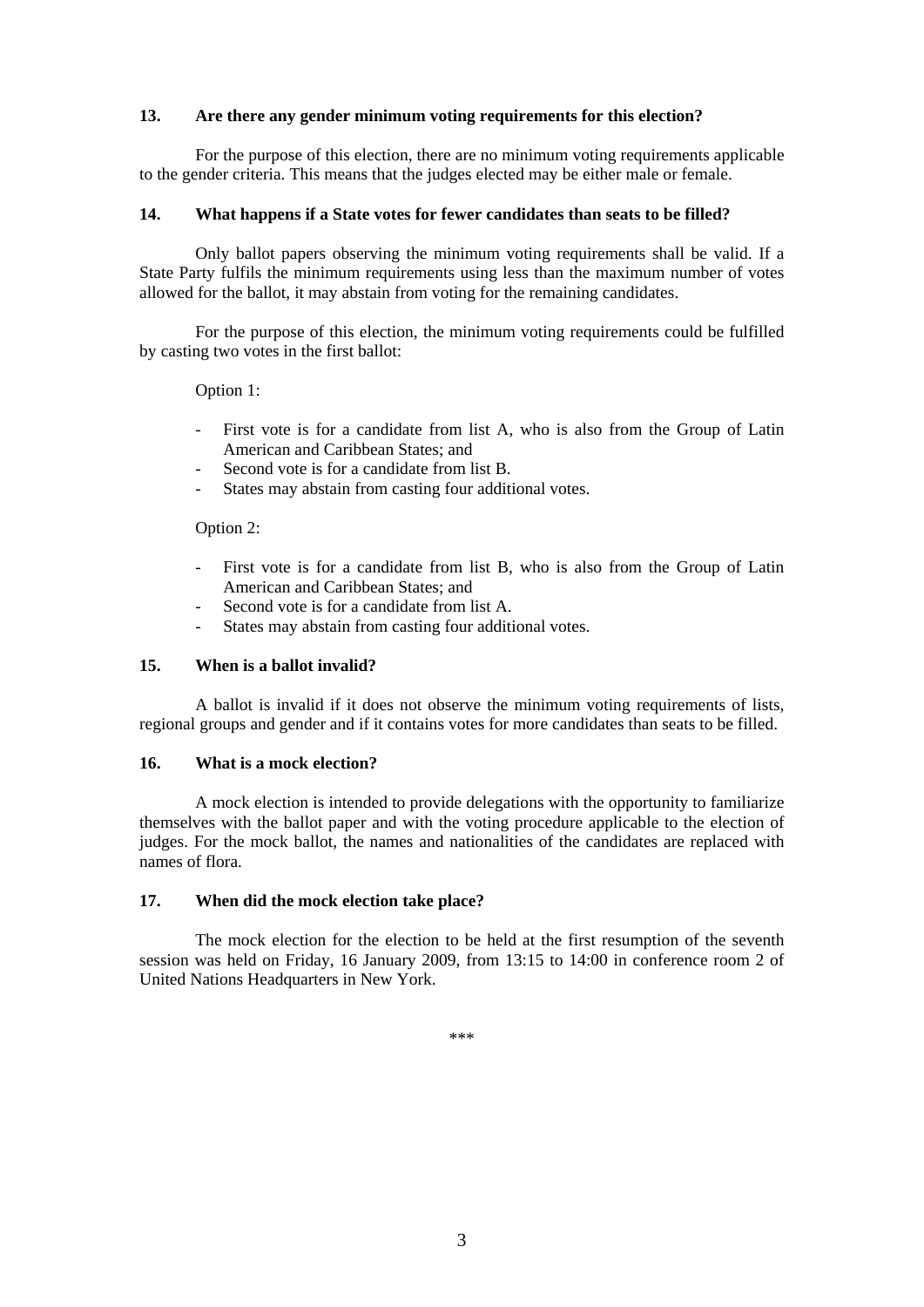**13. Are there any gender minimum voting requirements for this election?**

For the purpose of this election, there are no minimum voting requirements applicable to the gender criteria. This means that the judges elected may be either male or female.

**14. What happens if a State votes for fewer candidates than seats to be filled?**

Only ballot papers observing the minimum voting requirements shall be valid. If a State Party fulfils the minimum requirements using less than the maximum number of votes allowed for the ballot, it may abstain from voting for the remaining candidates.

For the purpose of this election, the minimum voting requirements could be fulfilled by casting two votes in the first ballot:

Option 1:

- First vote is for a candidate from list A, who is also from the Group of Latin American and Caribbean States; and
- Second vote is for a candidate from list B.
- States may abstain from casting four additional votes.

Option 2:

- First vote is for a candidate from list B, who is also from the Group of Latin American and Caribbean States; and
- Second vote is for a candidate from list A.
- States may abstain from casting four additional votes.

**15. When is a ballot invalid?**

A ballot is invalid if it does not observe the minimum voting requirements of lists, regional groups and gender and if it contains votes for more candidates than seats to be filled.

**16. What is a mock election?**

A mock election is intended to provide delegations with the opportunity to familiarize themselves with the ballot paper and with the voting procedure applicable to the election of judges. For the mock ballot, the names and nationalities of the candidates are replaced with names of flora.

**17. When did the mock election take place?**

The mock election for the election to be held at the first resumption of the seventh session was held on Friday, 16 January 2009, from 13:15 to 14:00 in conference room 2 of United Nations Headquarters in New York.

***